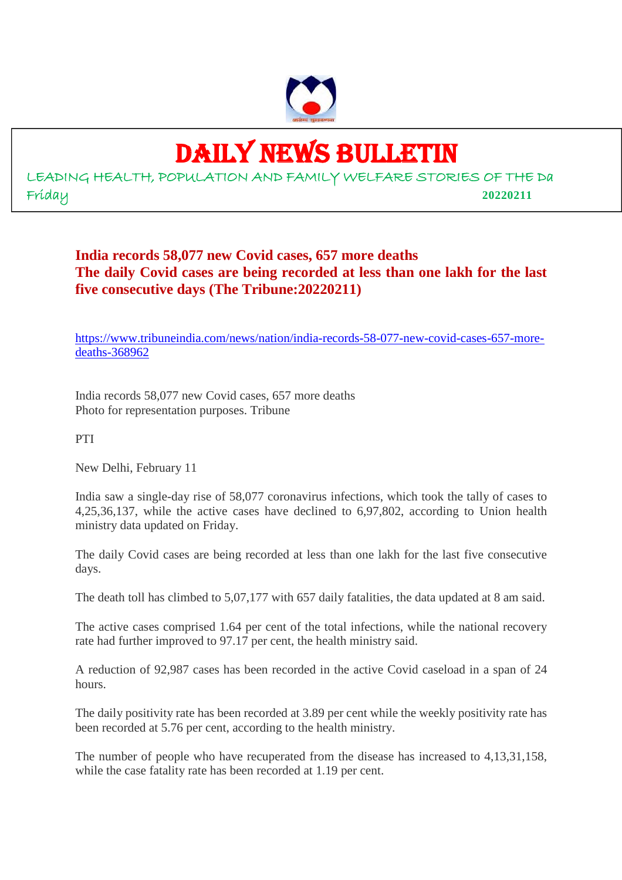# DAILY NEWS BULLETIN

LEADING HEALTH, POPULATION AND FAMILY WELFARE STORIES OF THE Da

Friday 20220211

## India records 58,077 new Covid cases, 657 more deaths
## The daily Covid cases are being recorded at less than one lakh for the last five consecutive days (The Tribune:20220211)

https://www.tribuneindia.com/news/nation/india-records-58-077-new-covid-cases-657-more-deaths-368962

India records 58,077 new Covid cases, 657 more deaths
Photo for representation purposes. Tribune

PTI

New Delhi, February 11

India saw a single-day rise of 58,077 coronavirus infections, which took the tally of cases to 4,25,36,137, while the active cases have declined to 6,97,802, according to Union health ministry data updated on Friday.

The daily Covid cases are being recorded at less than one lakh for the last five consecutive days.

The death toll has climbed to 5,07,177 with 657 daily fatalities, the data updated at 8 am said.

The active cases comprised 1.64 per cent of the total infections, while the national recovery rate had further improved to 97.17 per cent, the health ministry said.

A reduction of 92,987 cases has been recorded in the active Covid caseload in a span of 24 hours.

The daily positivity rate has been recorded at 3.89 per cent while the weekly positivity rate has been recorded at 5.76 per cent, according to the health ministry.

The number of people who have recuperated from the disease has increased to 4,13,31,158, while the case fatality rate has been recorded at 1.19 per cent.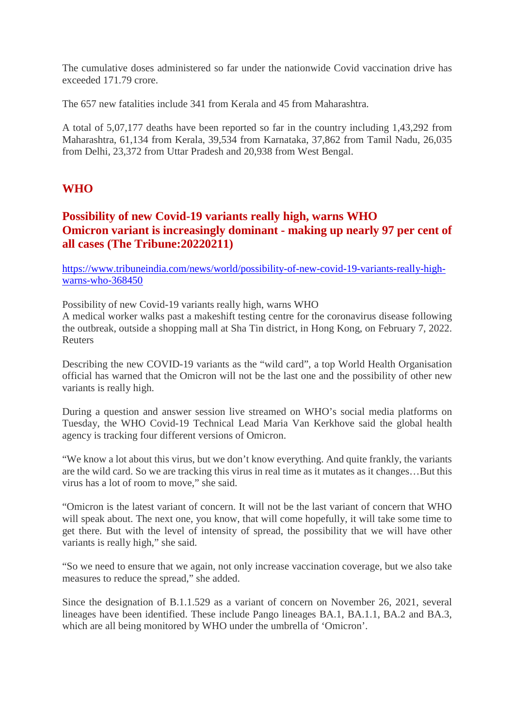The cumulative doses administered so far under the nationwide Covid vaccination drive has exceeded 171.79 crore.

The 657 new fatalities include 341 from Kerala and 45 from Maharashtra.

A total of 5,07,177 deaths have been reported so far in the country including 1,43,292 from Maharashtra, 61,134 from Kerala, 39,534 from Karnataka, 37,862 from Tamil Nadu, 26,035 from Delhi, 23,372 from Uttar Pradesh and 20,938 from West Bengal.

## WHO

### Possibility of new Covid-19 variants really high, warns WHO
### Omicron variant is increasingly dominant - making up nearly 97 per cent of all cases (The Tribune:20220211)

https://www.tribuneindia.com/news/world/possibility-of-new-covid-19-variants-really-high-warns-who-368450

Possibility of new Covid-19 variants really high, warns WHO
A medical worker walks past a makeshift testing centre for the coronavirus disease following the outbreak, outside a shopping mall at Sha Tin district, in Hong Kong, on February 7, 2022. Reuters

Describing the new COVID-19 variants as the "wild card", a top World Health Organisation official has warned that the Omicron will not be the last one and the possibility of other new variants is really high.

During a question and answer session live streamed on WHO's social media platforms on Tuesday, the WHO Covid-19 Technical Lead Maria Van Kerkhove said the global health agency is tracking four different versions of Omicron.

"We know a lot about this virus, but we don't know everything. And quite frankly, the variants are the wild card. So we are tracking this virus in real time as it mutates as it changes…But this virus has a lot of room to move," she said.

"Omicron is the latest variant of concern. It will not be the last variant of concern that WHO will speak about. The next one, you know, that will come hopefully, it will take some time to get there. But with the level of intensity of spread, the possibility that we will have other variants is really high," she said.

"So we need to ensure that we again, not only increase vaccination coverage, but we also take measures to reduce the spread," she added.

Since the designation of B.1.1.529 as a variant of concern on November 26, 2021, several lineages have been identified. These include Pango lineages BA.1, BA.1.1, BA.2 and BA.3, which are all being monitored by WHO under the umbrella of 'Omicron'.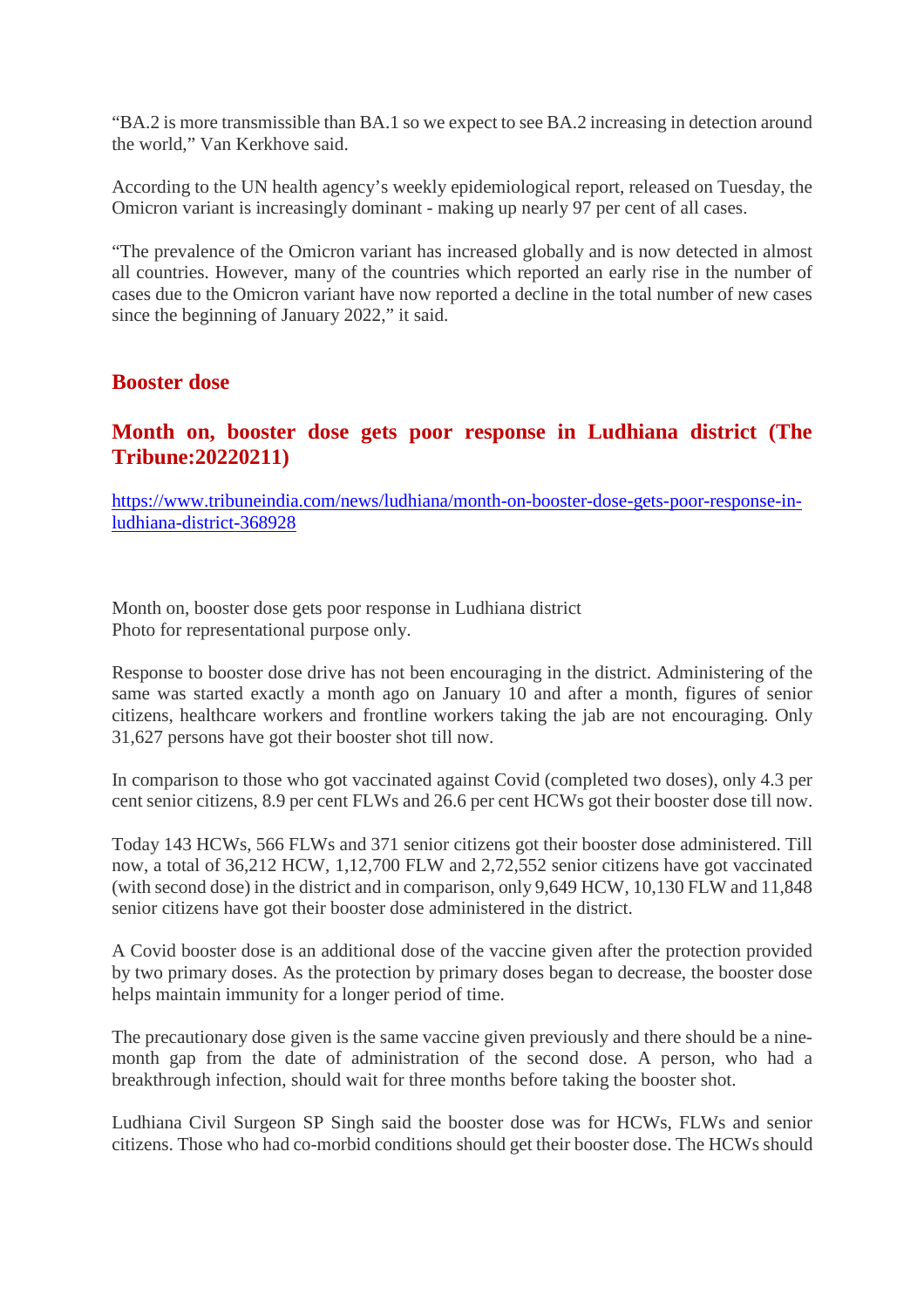“BA.2 is more transmissible than BA.1 so we expect to see BA.2 increasing in detection around the world,” Van Kerkhove said.

According to the UN health agency’s weekly epidemiological report, released on Tuesday, the Omicron variant is increasingly dominant - making up nearly 97 per cent of all cases.

“The prevalence of the Omicron variant has increased globally and is now detected in almost all countries. However, many of the countries which reported an early rise in the number of cases due to the Omicron variant have now reported a decline in the total number of new cases since the beginning of January 2022,” it said.

## Booster dose

### Month on, booster dose gets poor response in Ludhiana district (The Tribune:20220211)

https://www.tribuneindia.com/news/ludhiana/month-on-booster-dose-gets-poor-response-in-ludhiana-district-368928

Month on, booster dose gets poor response in Ludhiana district
Photo for representational purpose only.

Response to booster dose drive has not been encouraging in the district. Administering of the same was started exactly a month ago on January 10 and after a month, figures of senior citizens, healthcare workers and frontline workers taking the jab are not encouraging. Only 31,627 persons have got their booster shot till now.

In comparison to those who got vaccinated against Covid (completed two doses), only 4.3 per cent senior citizens, 8.9 per cent FLWs and 26.6 per cent HCWs got their booster dose till now.

Today 143 HCWs, 566 FLWs and 371 senior citizens got their booster dose administered. Till now, a total of 36,212 HCW, 1,12,700 FLW and 2,72,552 senior citizens have got vaccinated (with second dose) in the district and in comparison, only 9,649 HCW, 10,130 FLW and 11,848 senior citizens have got their booster dose administered in the district.

A Covid booster dose is an additional dose of the vaccine given after the protection provided by two primary doses. As the protection by primary doses began to decrease, the booster dose helps maintain immunity for a longer period of time.

The precautionary dose given is the same vaccine given previously and there should be a nine-month gap from the date of administration of the second dose. A person, who had a breakthrough infection, should wait for three months before taking the booster shot.

Ludhiana Civil Surgeon SP Singh said the booster dose was for HCWs, FLWs and senior citizens. Those who had co-morbid conditions should get their booster dose. The HCWs should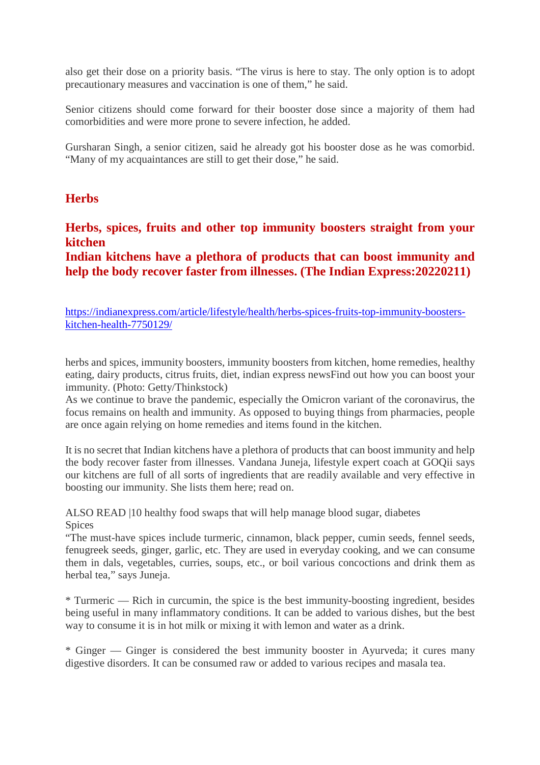also get their dose on a priority basis. "The virus is here to stay. The only option is to adopt precautionary measures and vaccination is one of them," he said.

Senior citizens should come forward for their booster dose since a majority of them had comorbidities and were more prone to severe infection, he added.

Gursharan Singh, a senior citizen, said he already got his booster dose as he was comorbid. "Many of my acquaintances are still to get their dose," he said.

## Herbs

## Herbs, spices, fruits and other top immunity boosters straight from your kitchen

## Indian kitchens have a plethora of products that can boost immunity and help the body recover faster from illnesses. (The Indian Express:20220211)

https://indianexpress.com/article/lifestyle/health/herbs-spices-fruits-top-immunity-boosters-kitchen-health-7750129/

herbs and spices, immunity boosters, immunity boosters from kitchen, home remedies, healthy eating, dairy products, citrus fruits, diet, indian express newsFind out how you can boost your immunity. (Photo: Getty/Thinkstock)
As we continue to brave the pandemic, especially the Omicron variant of the coronavirus, the focus remains on health and immunity. As opposed to buying things from pharmacies, people are once again relying on home remedies and items found in the kitchen.

It is no secret that Indian kitchens have a plethora of products that can boost immunity and help the body recover faster from illnesses. Vandana Juneja, lifestyle expert coach at GOQii says our kitchens are full of all sorts of ingredients that are readily available and very effective in boosting our immunity. She lists them here; read on.

ALSO READ |10 healthy food swaps that will help manage blood sugar, diabetes
Spices
"The must-have spices include turmeric, cinnamon, black pepper, cumin seeds, fennel seeds, fenugreek seeds, ginger, garlic, etc. They are used in everyday cooking, and we can consume them in dals, vegetables, curries, soups, etc., or boil various concoctions and drink them as herbal tea," says Juneja.

* Turmeric — Rich in curcumin, the spice is the best immunity-boosting ingredient, besides being useful in many inflammatory conditions. It can be added to various dishes, but the best way to consume it is in hot milk or mixing it with lemon and water as a drink.

* Ginger — Ginger is considered the best immunity booster in Ayurveda; it cures many digestive disorders. It can be consumed raw or added to various recipes and masala tea.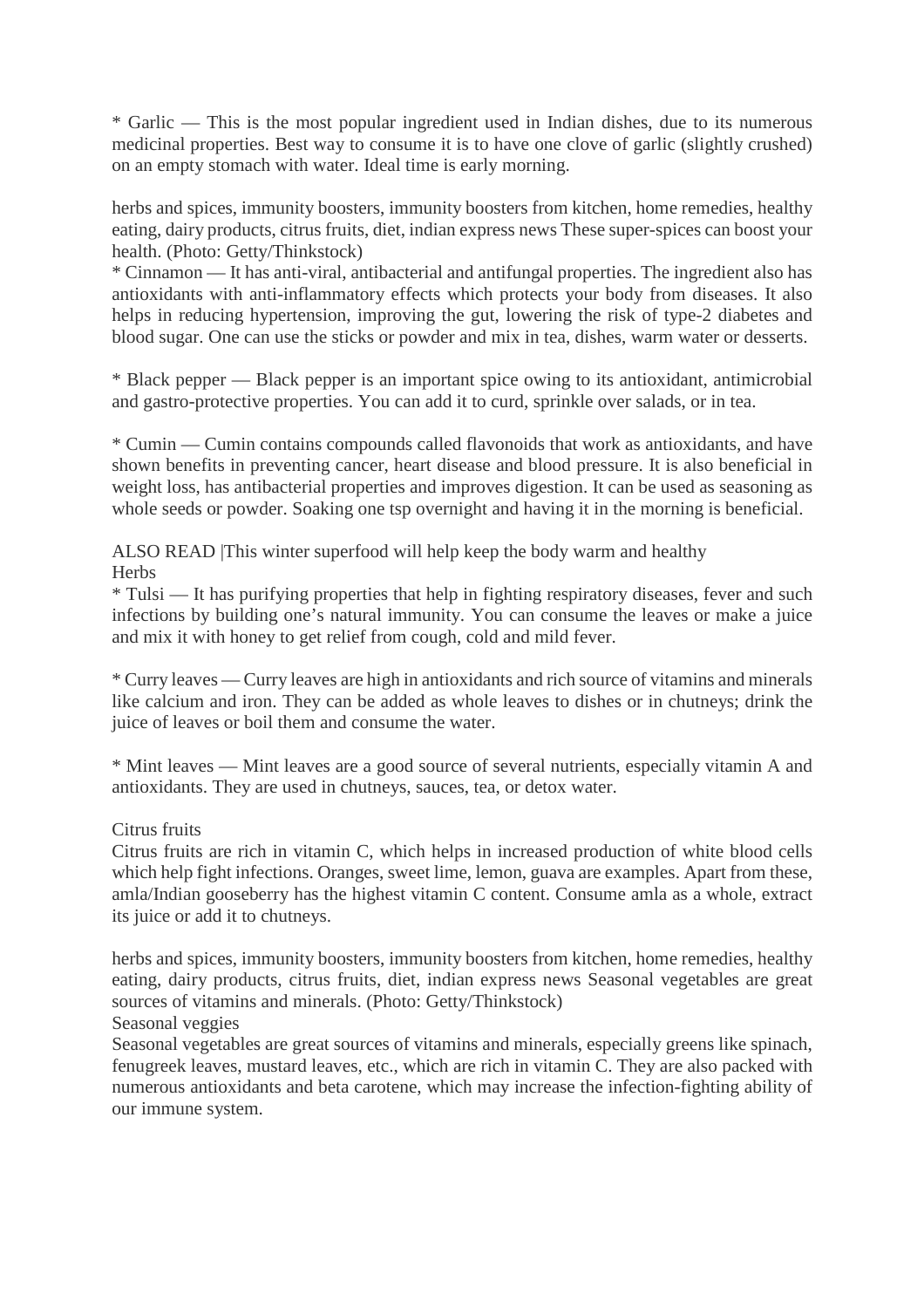* Garlic — This is the most popular ingredient used in Indian dishes, due to its numerous medicinal properties. Best way to consume it is to have one clove of garlic (slightly crushed) on an empty stomach with water. Ideal time is early morning.

herbs and spices, immunity boosters, immunity boosters from kitchen, home remedies, healthy eating, dairy products, citrus fruits, diet, indian express news These super-spices can boost your health. (Photo: Getty/Thinkstock)

* Cinnamon — It has anti-viral, antibacterial and antifungal properties. The ingredient also has antioxidants with anti-inflammatory effects which protects your body from diseases. It also helps in reducing hypertension, improving the gut, lowering the risk of type-2 diabetes and blood sugar. One can use the sticks or powder and mix in tea, dishes, warm water or desserts.

* Black pepper — Black pepper is an important spice owing to its antioxidant, antimicrobial and gastro-protective properties. You can add it to curd, sprinkle over salads, or in tea.

* Cumin — Cumin contains compounds called flavonoids that work as antioxidants, and have shown benefits in preventing cancer, heart disease and blood pressure. It is also beneficial in weight loss, has antibacterial properties and improves digestion. It can be used as seasoning as whole seeds or powder. Soaking one tsp overnight and having it in the morning is beneficial.

ALSO READ |This winter superfood will help keep the body warm and healthy

Herbs

* Tulsi — It has purifying properties that help in fighting respiratory diseases, fever and such infections by building one's natural immunity. You can consume the leaves or make a juice and mix it with honey to get relief from cough, cold and mild fever.

* Curry leaves — Curry leaves are high in antioxidants and rich source of vitamins and minerals like calcium and iron. They can be added as whole leaves to dishes or in chutneys; drink the juice of leaves or boil them and consume the water.

* Mint leaves — Mint leaves are a good source of several nutrients, especially vitamin A and antioxidants. They are used in chutneys, sauces, tea, or detox water.

Citrus fruits

Citrus fruits are rich in vitamin C, which helps in increased production of white blood cells which help fight infections. Oranges, sweet lime, lemon, guava are examples. Apart from these, amla/Indian gooseberry has the highest vitamin C content. Consume amla as a whole, extract its juice or add it to chutneys.

herbs and spices, immunity boosters, immunity boosters from kitchen, home remedies, healthy eating, dairy products, citrus fruits, diet, indian express news Seasonal vegetables are great sources of vitamins and minerals. (Photo: Getty/Thinkstock)

Seasonal veggies

Seasonal vegetables are great sources of vitamins and minerals, especially greens like spinach, fenugreek leaves, mustard leaves, etc., which are rich in vitamin C. They are also packed with numerous antioxidants and beta carotene, which may increase the infection-fighting ability of our immune system.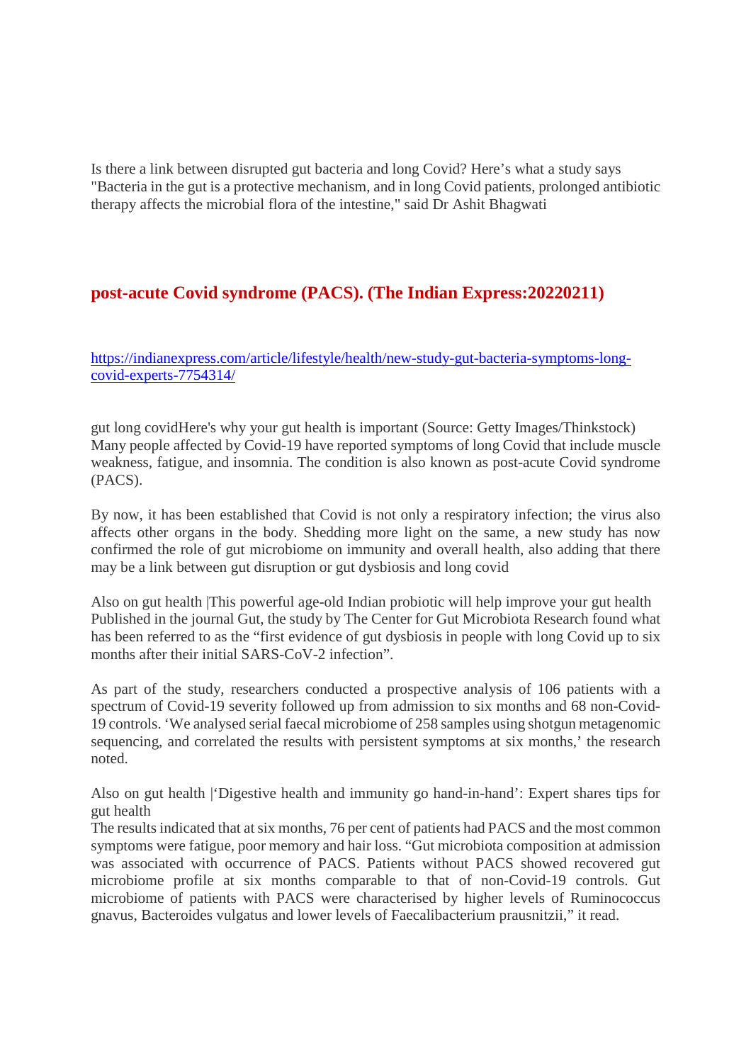Is there a link between disrupted gut bacteria and long Covid? Here's what a study says
"Bacteria in the gut is a protective mechanism, and in long Covid patients, prolonged antibiotic therapy affects the microbial flora of the intestine," said Dr Ashit Bhagwati

## post-acute Covid syndrome (PACS). (The Indian Express:20220211)

https://indianexpress.com/article/lifestyle/health/new-study-gut-bacteria-symptoms-long-covid-experts-7754314/

gut long covidHere's why your gut health is important (Source: Getty Images/Thinkstock)
Many people affected by Covid-19 have reported symptoms of long Covid that include muscle weakness, fatigue, and insomnia. The condition is also known as post-acute Covid syndrome (PACS).

By now, it has been established that Covid is not only a respiratory infection; the virus also affects other organs in the body. Shedding more light on the same, a new study has now confirmed the role of gut microbiome on immunity and overall health, also adding that there may be a link between gut disruption or gut dysbiosis and long covid

Also on gut health |This powerful age-old Indian probiotic will help improve your gut health
Published in the journal Gut, the study by The Center for Gut Microbiota Research found what has been referred to as the "first evidence of gut dysbiosis in people with long Covid up to six months after their initial SARS-CoV-2 infection".

As part of the study, researchers conducted a prospective analysis of 106 patients with a spectrum of Covid-19 severity followed up from admission to six months and 68 non-Covid-19 controls. 'We analysed serial faecal microbiome of 258 samples using shotgun metagenomic sequencing, and correlated the results with persistent symptoms at six months,' the research noted.

Also on gut health |'Digestive health and immunity go hand-in-hand': Expert shares tips for gut health
The results indicated that at six months, 76 per cent of patients had PACS and the most common symptoms were fatigue, poor memory and hair loss. "Gut microbiota composition at admission was associated with occurrence of PACS. Patients without PACS showed recovered gut microbiome profile at six months comparable to that of non-Covid-19 controls. Gut microbiome of patients with PACS were characterised by higher levels of Ruminococcus gnavus, Bacteroides vulgatus and lower levels of Faecalibacterium prausnitzii," it read.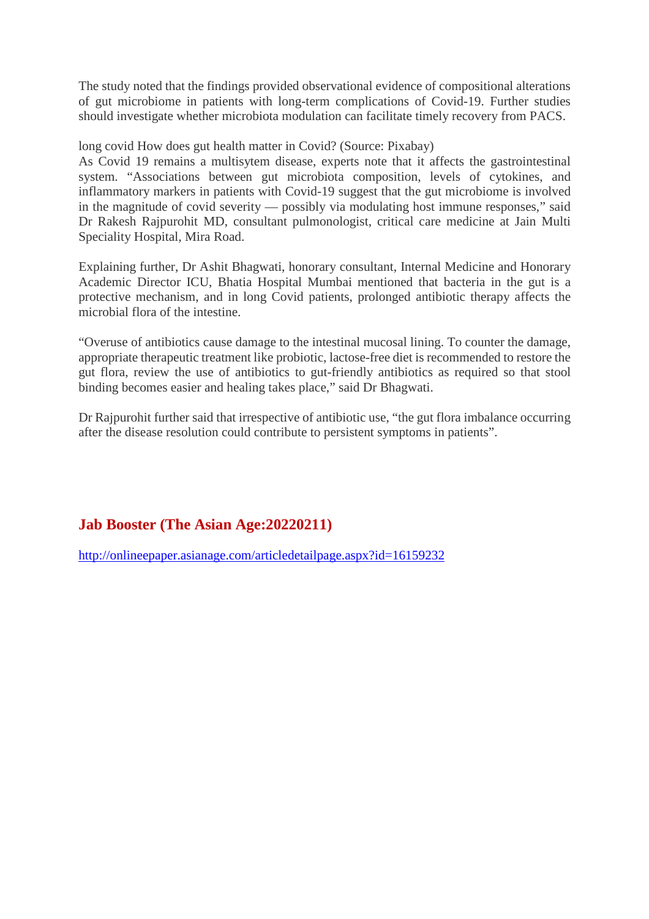The study noted that the findings provided observational evidence of compositional alterations of gut microbiome in patients with long-term complications of Covid-19. Further studies should investigate whether microbiota modulation can facilitate timely recovery from PACS.

long covid How does gut health matter in Covid? (Source: Pixabay)
As Covid 19 remains a multisytem disease, experts note that it affects the gastrointestinal system. "Associations between gut microbiota composition, levels of cytokines, and inflammatory markers in patients with Covid-19 suggest that the gut microbiome is involved in the magnitude of covid severity — possibly via modulating host immune responses," said Dr Rakesh Rajpurohit MD, consultant pulmonologist, critical care medicine at Jain Multi Speciality Hospital, Mira Road.

Explaining further, Dr Ashit Bhagwati, honorary consultant, Internal Medicine and Honorary Academic Director ICU, Bhatia Hospital Mumbai mentioned that bacteria in the gut is a protective mechanism, and in long Covid patients, prolonged antibiotic therapy affects the microbial flora of the intestine.

"Overuse of antibiotics cause damage to the intestinal mucosal lining. To counter the damage, appropriate therapeutic treatment like probiotic, lactose-free diet is recommended to restore the gut flora, review the use of antibiotics to gut-friendly antibiotics as required so that stool binding becomes easier and healing takes place," said Dr Bhagwati.

Dr Rajpurohit further said that irrespective of antibiotic use, "the gut flora imbalance occurring after the disease resolution could contribute to persistent symptoms in patients".

## Jab Booster (The Asian Age:20220211)

http://onlineepaper.asianage.com/articledetailpage.aspx?id=16159232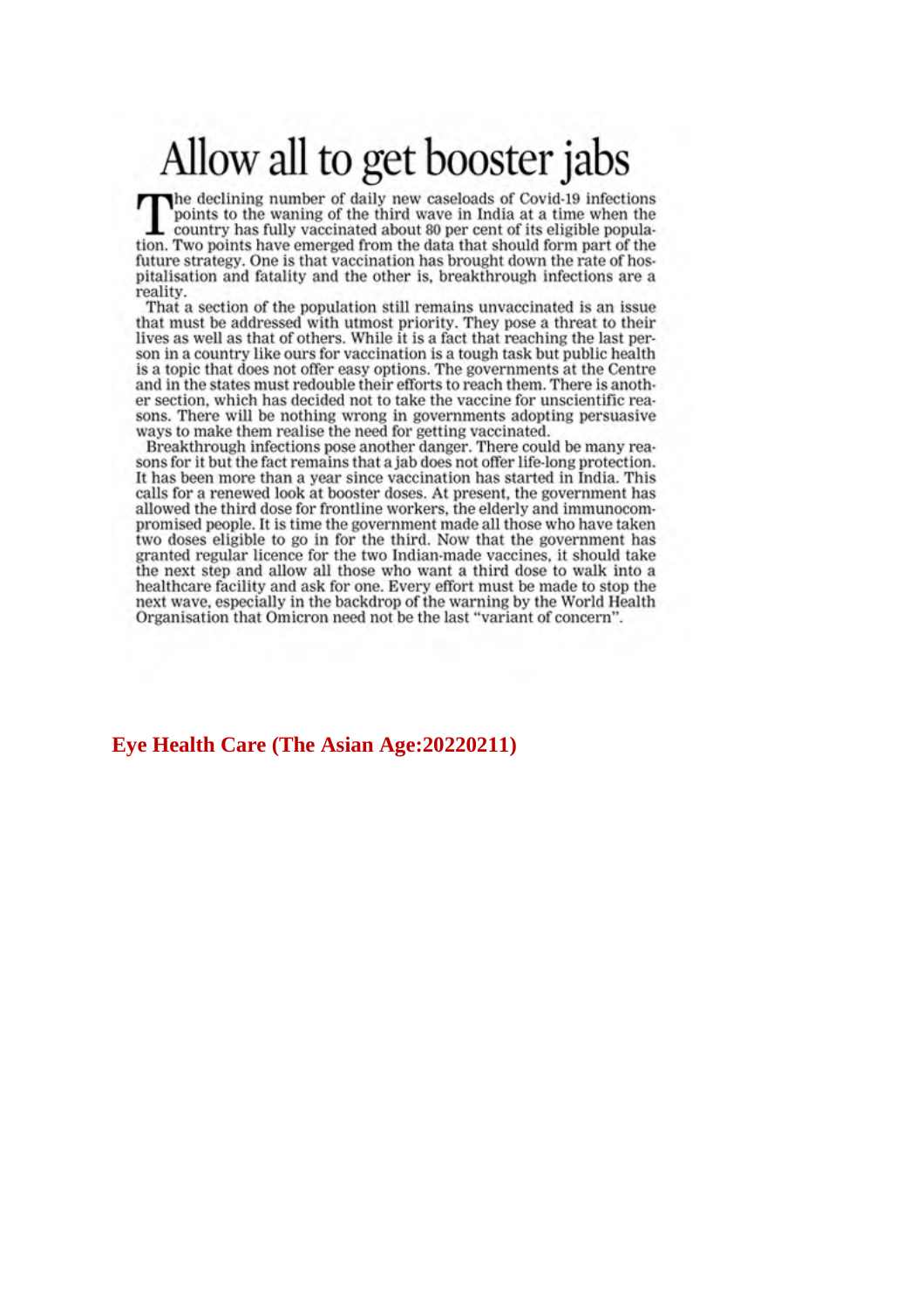# Allow all to get booster jabs

The declining number of daily new caseloads of Covid-19 infections points to the waning of the third wave in India at a time when the country has fully vaccinated about 80 per cent of its eligible population. Two points have emerged from the data that should form part of the future strategy. One is that vaccination has brought down the rate of hospitalisation and fatality and the other is, breakthrough infections are a reality.

That a section of the population still remains unvaccinated is an issue that must be addressed with utmost priority. They pose a threat to their lives as well as that of others. While it is a fact that reaching the last person in a country like ours for vaccination is a tough task but public health is a topic that does not offer easy options. The governments at the Centre and in the states must redouble their efforts to reach them. There is another section, which has decided not to take the vaccine for unscientific reasons. There will be nothing wrong in governments adopting persuasive ways to make them realise the need for getting vaccinated.

Breakthrough infections pose another danger. There could be many reasons for it but the fact remains that a jab does not offer life-long protection. It has been more than a year since vaccination has started in India. This calls for a renewed look at booster doses. At present, the government has allowed the third dose for frontline workers, the elderly and immunocompromised people. It is time the government made all those who have taken two doses eligible to go in for the third. Now that the government has granted regular licence for the two Indian-made vaccines, it should take the next step and allow all those who want a third dose to walk into a healthcare facility and ask for one. Every effort must be made to stop the next wave, especially in the backdrop of the warning by the World Health Organisation that Omicron need not be the last "variant of concern".

**Eye Health Care (The Asian Age:20220211)**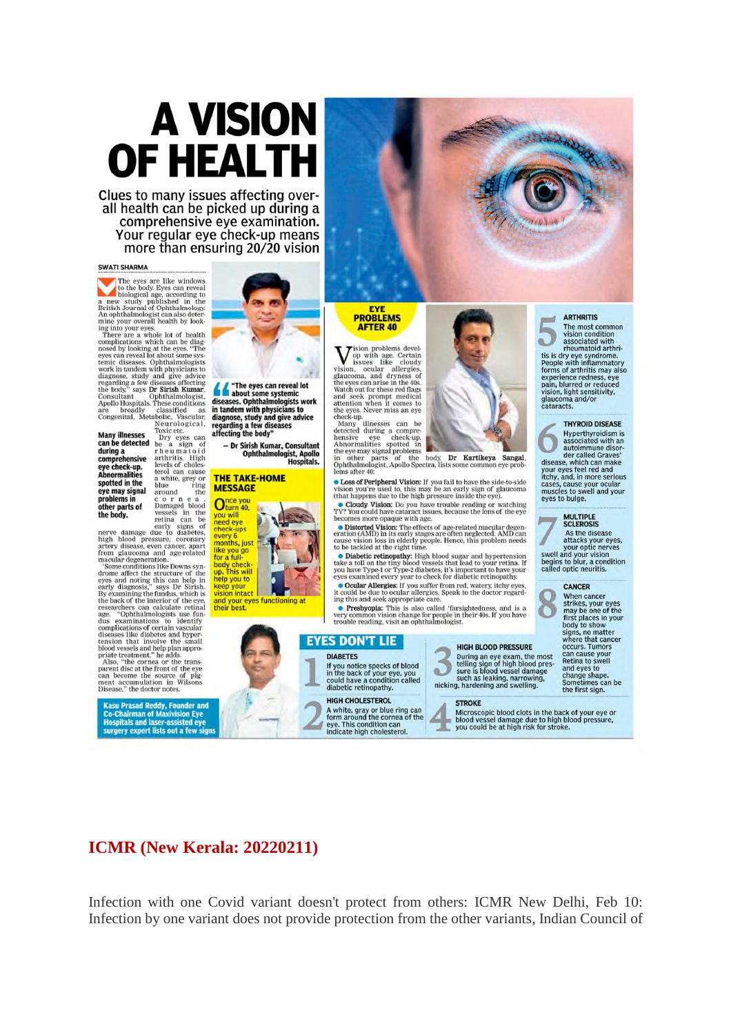# A VISION OF HEALTH

Clues to many issues affecting overall health can be picked up during a comprehensive eye examination. Your regular eye check-up means more than ensuring 20/20 vision

SWATI SHARMA

The eyes are like windows to the body. Eyes can reveal biological age, according to a new study published in the British Journal of Ophthalmology. An ophthalmologist can also determine your overall health by looking into your eyes.

There are a whole lot of health complications which can be diagnosed by looking at the eyes. "The eyes can reveal lot about some systemic diseases. Ophthalmologists work in tandem with physicians to diagnose, study and give advice regarding a few diseases affecting the body," says **Dr Sirish Kumar**, Consultant Ophthalmologist, Apollo Hospitals. These conditions are broadly classified as Congenital, Metabolic, Vascular, Neurological, Toxic etc.

**Many illnesses can be detected during a comprehensive eye check-up. Abnormalities spotted in the eye may signal problems in other parts of the body.**

Dry eyes can be a sign of rheumatoid arthritis. High levels of cholesterol can cause a white, grey or blue ring around the cornea. Damaged blood vessels in the retina can be early signs of nerve damage due to diabetes, high blood pressure, coronary artery disease, even cancer, apart from glaucoma and age-related macular degeneration.

"Some conditions like Downs syndrome affect the structure of the eyes and noting this can help in early diagnosis," says Dr Sirish. By examining the fundus, which is the back of the interior of the eye, researchers can calculate retinal age. "Ophthalmologists use fundus examinations to identify complications of certain vascular diseases like diabetes and hypertension that involve the small blood vessels and help plan appropriate treatment," he adds.

Also, "the cornea or the transparent disc at the front of the eye can become the source of pigment accumulation in Wilsons Disease," the doctor notes.

> **"The eyes can reveal lot about some systemic diseases. Ophthalmologists work in tandem with physicians to diagnose, study and give advice regarding a few diseases affecting the body"**
>
> **— Dr Sirish Kumar, Consultant Ophthalmologist, Apollo Hospitals.**

## THE TAKE-HOME MESSAGE

Once you turn 40, you will need eye check-ups every 6 months, just like you go for a full-body check-up. This will help you to keep your vision intact and your eyes functioning at their best.

## EYE PROBLEMS AFTER 40

Vision problems develop with age. Certain issues like cloudy vision, ocular allergies, glaucoma, and dryness of the eyes can arise in the 40s. Watch out for these red flags and seek prompt medical attention when it comes to the eyes. Never miss an eye check-up.

Many illnesses can be detected during a comprehensive eye check-up. Abnormalities spotted in the eye may signal problems in other parts of the body. **Dr Kartikeya Sangal**, Ophthalmologist, Apollo Spectra, lists some common eye problems after 40:

- **Loss of Peripheral Vision:** If you fail to have the side-to-side vision you're used to, this may be an early sign of glaucoma (that happens due to the high pressure inside the eye).
- **Cloudy Vision:** Do you have trouble reading or watching TV? You could have cataract issues, because the lens of the eye becomes more opaque with age.
- **Distorted Vision:** The effects of age-related macular degeneration (AMD) in its early stages are often neglected. AMD can cause vision loss in elderly people. Hence, this problem needs to be tackled at the right time.
- **Diabetic retinopathy:** High blood sugar and hypertension take a toll on the tiny blood vessels that lead to your retina. If you have Type-1 or Type-2 diabetes, it's important to have your eyes examined every year to check for diabetic retinopathy.
- **Ocular Allergies:** If you suffer from red, watery, itchy eyes, it could be due to ocular allergies. Speak to the doctor regarding this and seek appropriate care.
- **Presbyopia:** This is also called 'farsightedness, and is a very common vision change for people in their 40s. If you have trouble reading, visit an ophthalmologist.

## EYES DON'T LIE

**Kasu Prasad Reddy, Founder and Co-Chairman of Maxivision Eye Hospitals and laser-assisted eye surgery expert lists out a few signs**

**1. DIABETES**
If you notice specks of blood in the back of your eye, you could have a condition called diabetic retinopathy.

**2. HIGH CHOLESTEROL**
A white, gray or blue ring can form around the cornea of the eye. This condition can indicate high cholesterol.

**3. HIGH BLOOD PRESSURE**
During an eye exam, the most telling sign of high blood pressure is blood vessel damage such as leaking, narrowing, nicking, hardening and swelling.

**4. STROKE**
Microscopic blood clots in the back of your eye or blood vessel damage due to high blood pressure, you could be at high risk for stroke.

**5. ARTHRITIS**
The most common vision condition associated with rheumatoid arthritis is dry eye syndrome. People with inflammatory forms of arthritis may also experience redness, eye pain, blurred or reduced vision, light sensitivity, glaucoma and/or cataracts.

**6. THYROID DISEASE**
Hyperthyroidism is associated with an autoimmune disorder called Graves' disease, which can make your eyes feel red and itchy, and, in more serious cases, cause your ocular muscles to swell and your eyes to bulge.

**7. MULTIPLE SCLEROSIS**
As the disease attacks your eyes, your optic nerves swell and your vision begins to blur, a condition called optic neuritis.

**8. CANCER**
When cancer strikes, your eyes may be one of the first places in your body to show signs, no matter where that cancer occurs. Tumors can cause your Retina to swell and eyes to change shape. Sometimes can be the first sign.

## ICMR (New Kerala: 20220211)

Infection with one Covid variant doesn't protect from others: ICMR New Delhi, Feb 10: Infection by one variant does not provide protection from the other variants, Indian Council of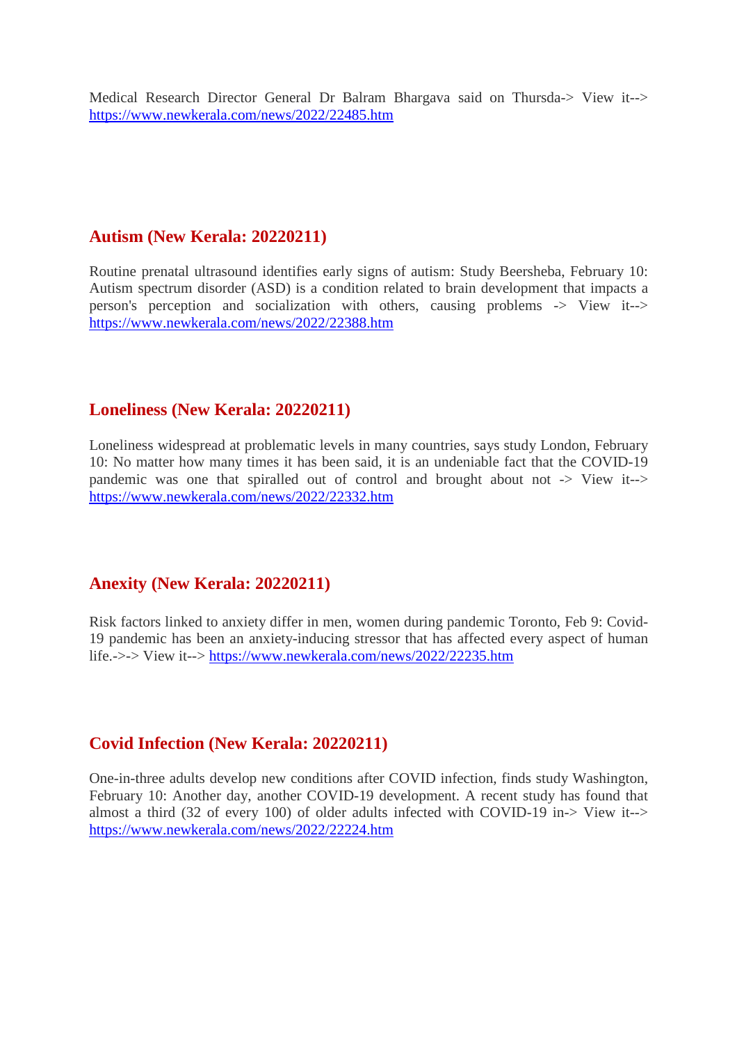Medical Research Director General Dr Balram Bhargava said on Thursda-> View it--> https://www.newkerala.com/news/2022/22485.htm

## Autism (New Kerala: 20220211)

Routine prenatal ultrasound identifies early signs of autism: Study Beersheba, February 10: Autism spectrum disorder (ASD) is a condition related to brain development that impacts a person's perception and socialization with others, causing problems -> View it--> https://www.newkerala.com/news/2022/22388.htm

## Loneliness (New Kerala: 20220211)

Loneliness widespread at problematic levels in many countries, says study London, February 10: No matter how many times it has been said, it is an undeniable fact that the COVID-19 pandemic was one that spiralled out of control and brought about not -> View it--> https://www.newkerala.com/news/2022/22332.htm

## Anexity (New Kerala: 20220211)

Risk factors linked to anxiety differ in men, women during pandemic Toronto, Feb 9: Covid-19 pandemic has been an anxiety-inducing stressor that has affected every aspect of human life.->-> View it--> https://www.newkerala.com/news/2022/22235.htm

## Covid Infection (New Kerala: 20220211)

One-in-three adults develop new conditions after COVID infection, finds study Washington, February 10: Another day, another COVID-19 development. A recent study has found that almost a third (32 of every 100) of older adults infected with COVID-19 in-> View it--> https://www.newkerala.com/news/2022/22224.htm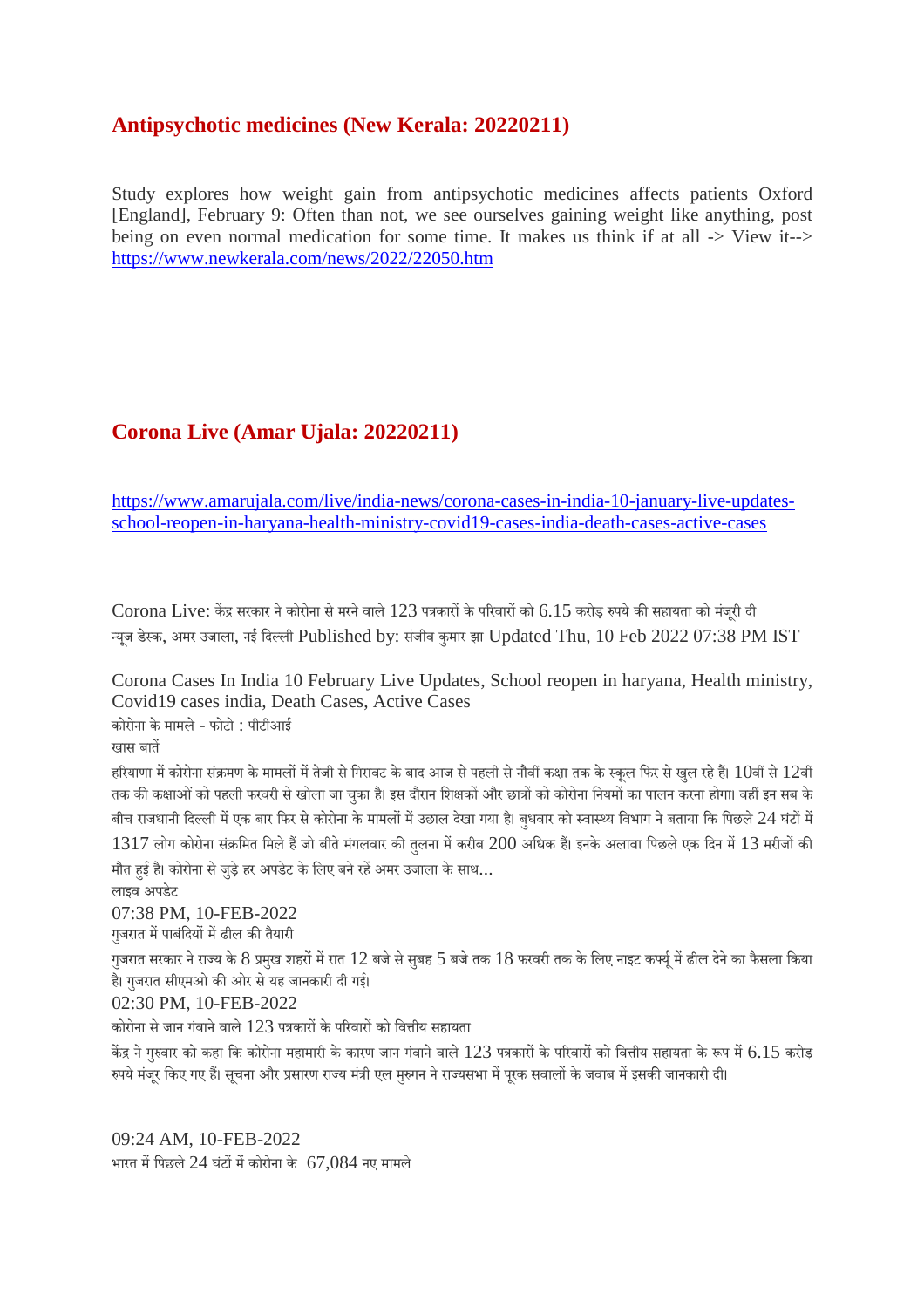## Antipsychotic medicines (New Kerala: 20220211)

Study explores how weight gain from antipsychotic medicines affects patients Oxford [England], February 9: Often than not, we see ourselves gaining weight like anything, post being on even normal medication for some time. It makes us think if at all -> View it--> https://www.newkerala.com/news/2022/22050.htm

## Corona Live (Amar Ujala: 20220211)

https://www.amarujala.com/live/india-news/corona-cases-in-india-10-january-live-updates-school-reopen-in-haryana-health-ministry-covid19-cases-india-death-cases-active-cases

Corona Live: केंद्र सरकार ने कोरोना से मरने वाले 123 पत्रकारों के परिवारों को 6.15 करोड़ रुपये की सहायता को मंजूरी दी
न्यूज डेस्क, अमर उजाला, नई दिल्ली Published by: संजीव कुमार झा Updated Thu, 10 Feb 2022 07:38 PM IST

Corona Cases In India 10 February Live Updates, School reopen in haryana, Health ministry, Covid19 cases india, Death Cases, Active Cases
कोरोना के मामले - फोटो : पीटीआई
खास बातें

हरियाणा में कोरोना संक्रमण के मामलों में तेजी से गिरावट के बाद आज से पहली से नौवीं कक्षा तक के स्कूल फिर से खुल रहे हैं। 10वीं से 12वीं तक की कक्षाओं को पहली फरवरी से खोला जा चुका है। इस दौरान शिक्षकों और छात्रों को कोरोना नियमों का पालन करना होगा। वहीं इन सब के बीच राजधानी दिल्ली में एक बार फिर से कोरोना के मामलों में उछाल देखा गया है। बुधवार को स्वास्थ्य विभाग ने बताया कि पिछले 24 घंटों में 1317 लोग कोरोना संक्रमित मिले हैं जो बीते मंगलवार की तुलना में करीब 200 अधिक हैं। इनके अलावा पिछले एक दिन में 13 मरीजों की मौत हुई है। कोरोना से जुड़े हर अपडेट के लिए बने रहें अमर उजाला के साथ...
लाइव अपडेट

07:38 PM, 10-FEB-2022
गुजरात में पाबंदियों में ढील की तैयारी
गुजरात सरकार ने राज्य के 8 प्रमुख शहरों में रात 12 बजे से सुबह 5 बजे तक 18 फरवरी तक के लिए नाइट कर्फ्यू में ढील देने का फैसला किया है। गुजरात सीएमओ की ओर से यह जानकारी दी गई।

02:30 PM, 10-FEB-2022
कोरोना से जान गंवाने वाले 123 पत्रकारों के परिवारों को वित्तीय सहायता
केंद्र ने गुरुवार को कहा कि कोरोना महामारी के कारण जान गंवाने वाले 123 पत्रकारों के परिवारों को वित्तीय सहायता के रूप में 6.15 करोड़ रुपये मंजूर किए गए हैं। सूचना और प्रसारण राज्य मंत्री एल मुरुगन ने राज्यसभा में पूरक सवालों के जवाब में इसकी जानकारी दी।

09:24 AM, 10-FEB-2022
भारत में पिछले 24 घंटों में कोरोना के 67,084 नए मामले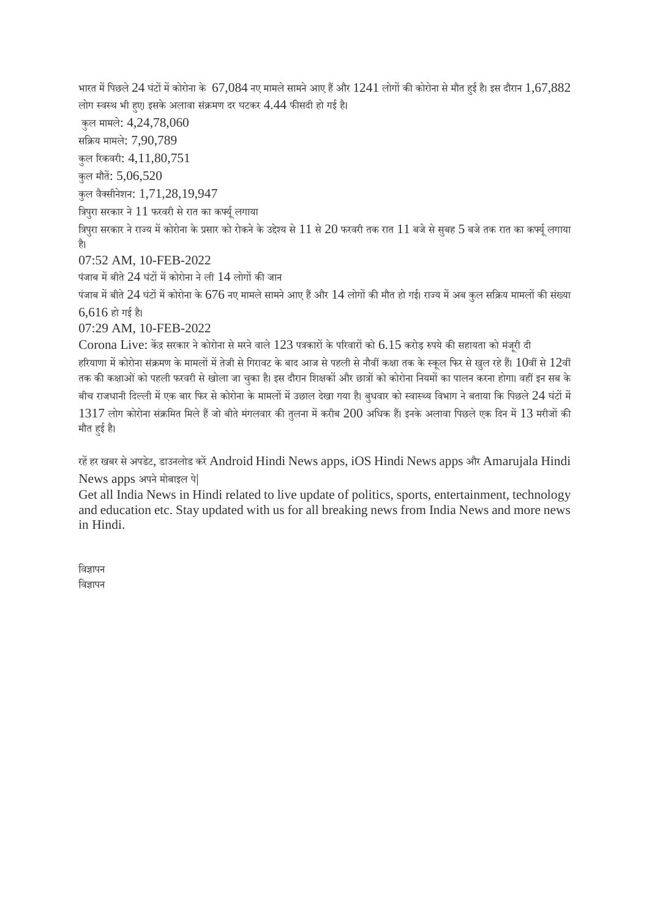भारत में पिछले 24 घंटों में कोरोना के 67,084 नए मामले सामने आए हैं और 1241 लोगों की कोरोना से मौत हुई है। इस दौरान 1,67,882 लोग स्वस्थ भी हुए। इसके अलावा संक्रमण दर घटकर 4.44 फीसदी हो गई है।

कुल मामले: 4,24,78,060

सक्रिय मामले: 7,90,789

कुल रिकवरी: 4,11,80,751

कुल मौतें: 5,06,520

कुल वैक्सीनेशन: 1,71,28,19,947

त्रिपुरा सरकार ने 11 फरवरी से रात का कर्फ्यू लगाया

त्रिपुरा सरकार ने राज्य में कोरोना के प्रसार को रोकने के उद्देश्य से 11 से 20 फरवरी तक रात 11 बजे से सुबह 5 बजे तक रात का कर्फ्यू लगाया है।

07:52 AM, 10-FEB-2022

पंजाब में बीते 24 घंटों में कोरोना ने ली 14 लोगों की जान

पंजाब में बीते 24 घंटों में कोरोना के 676 नए मामले सामने आए हैं और 14 लोगों की मौत हो गई। राज्य में अब कुल सक्रिय मामलों की संख्या 6,616 हो गई है।

07:29 AM, 10-FEB-2022

Corona Live: केंद्र सरकार ने कोरोना से मरने वाले 123 पत्रकारों के परिवारों को 6.15 करोड़ रुपये की सहायता को मंजूरी दी

हरियाणा में कोरोना संक्रमण के मामलों में तेजी से गिरावट के बाद आज से पहली से नौवीं कक्षा तक के स्कूल फिर से खुल रहे हैं। 10वीं से 12वीं तक की कक्षाओं को पहली फरवरी से खोला जा चुका है। इस दौरान शिक्षकों और छात्रों को कोरोना नियमों का पालन करना होगा। वहीं इन सब के बीच राजधानी दिल्ली में एक बार फिर से कोरोना के मामलों में उछाल देखा गया है। बुधवार को स्वास्थ्य विभाग ने बताया कि पिछले 24 घंटों में 1317 लोग कोरोना संक्रमित मिले हैं जो बीते मंगलवार की तुलना में करीब 200 अधिक हैं। इनके अलावा पिछले एक दिन में 13 मरीजों की मौत हुई है।

रहें हर खबर से अपडेट, डाउनलोड करें Android Hindi News apps, iOS Hindi News apps और Amarujala Hindi News apps अपने मोबाइल पे|

Get all India News in Hindi related to live update of politics, sports, entertainment, technology and education etc. Stay updated with us for all breaking news from India News and more news in Hindi.

विज्ञापन

विज्ञापन